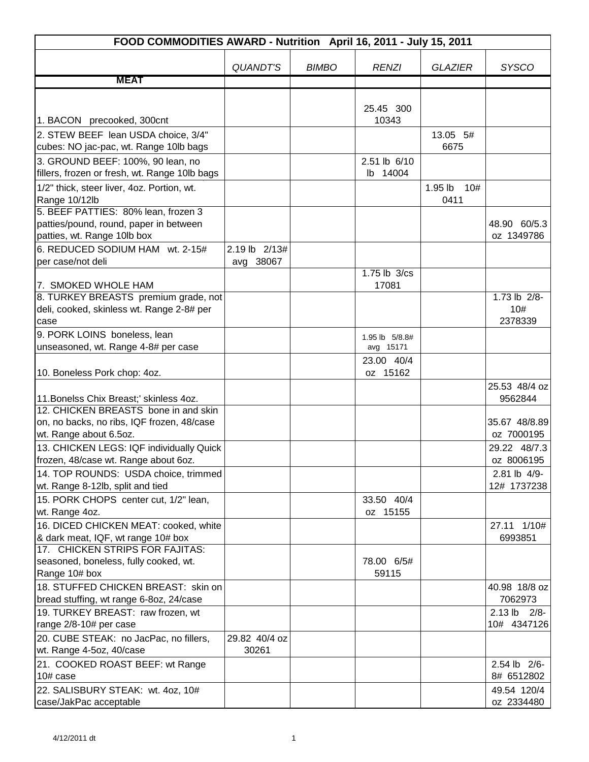| FOOD COMMODITIES AWARD - Nutrition April 16, 2011 - July 15, 2011 | | | | | |
|---|---|---|---|---|---|
| | *QUANDT'S* | *BIMBO* | *RENZI* | *GLAZIER* | *SYSCO* |
| **MEAT** | | | | | |
| 1. BACON precooked, 300cnt | | | 25.45 300 10343 | | |
| 2. STEW BEEF lean USDA choice, 3/4" cubes: NO jac-pac, wt. Range 10lb bags | | | | 13.05 5# 6675 | |
| 3. GROUND BEEF: 100%, 90 lean, no fillers, frozen or fresh, wt. Range 10lb bags | | | 2.51 lb 6/10 lb 14004 | | |
| 1/2" thick, steer liver, 4oz. Portion, wt. Range 10/12lb | | | | 1.95 lb 10# 0411 | |
| 5. BEEF PATTIES: 80% lean, frozen 3 patties/pound, round, paper in between patties, wt. Range 10lb box | | | | | 48.90 60/5.3 oz 1349786 |
| 6. REDUCED SODIUM HAM wt. 2-15# per case/not deli | 2.19 lb 2/13# avg 38067 | | | | |
| 7. SMOKED WHOLE HAM | | | 1.75 lb 3/cs 17081 | | |
| 8. TURKEY BREASTS premium grade, not deli, cooked, skinless wt. Range 2-8# per case | | | | | 1.73 lb 2/8-10# 2378339 |
| 9. PORK LOINS boneless, lean unseasoned, wt. Range 4-8# per case | | | 1.95 lb 5/8.8# avg 15171 | | |
| 10. Boneless Pork chop: 4oz. | | | 23.00 40/4 oz 15162 | | |
| 11.Bonelss Chix Breast;' skinless 4oz. | | | | | 25.53 48/4 oz 9562844 |
| 12. CHICKEN BREASTS bone in and skin on, no backs, no ribs, IQF frozen, 48/case wt. Range about 6.5oz. | | | | | 35.67 48/8.89 oz 7000195 |
| 13. CHICKEN LEGS: IQF individually Quick frozen, 48/case wt. Range about 6oz. | | | | | 29.22 48/7.3 oz 8006195 |
| 14. TOP ROUNDS: USDA choice, trimmed wt. Range 8-12lb, split and tied | | | | | 2.81 lb 4/9-12# 1737238 |
| 15. PORK CHOPS center cut, 1/2" lean, wt. Range 4oz. | | | 33.50 40/4 oz 15155 | | |
| 16. DICED CHICKEN MEAT: cooked, white & dark meat, IQF, wt range 10# box | | | | | 27.11 1/10# 6993851 |
| 17. CHICKEN STRIPS FOR FAJITAS: seasoned, boneless, fully cooked, wt. Range 10# box | | | 78.00 6/5# 59115 | | |
| 18. STUFFED CHICKEN BREAST: skin on bread stuffing, wt range 6-8oz, 24/case | | | | | 40.98 18/8 oz 7062973 |
| 19. TURKEY BREAST: raw frozen, wt range 2/8-10# per case | | | | | 2.13 lb 2/8-10# 4347126 |
| 20. CUBE STEAK: no JacPac, no fillers, wt. Range 4-5oz, 40/case | 29.82 40/4 oz 30261 | | | | |
| 21. COOKED ROAST BEEF: wt Range 10# case | | | | | 2.54 lb 2/6-8# 6512802 |
| 22. SALISBURY STEAK: wt. 4oz, 10# case/JakPac acceptable | | | | | 49.54 120/4 oz 2334480 |

4/12/2011 dt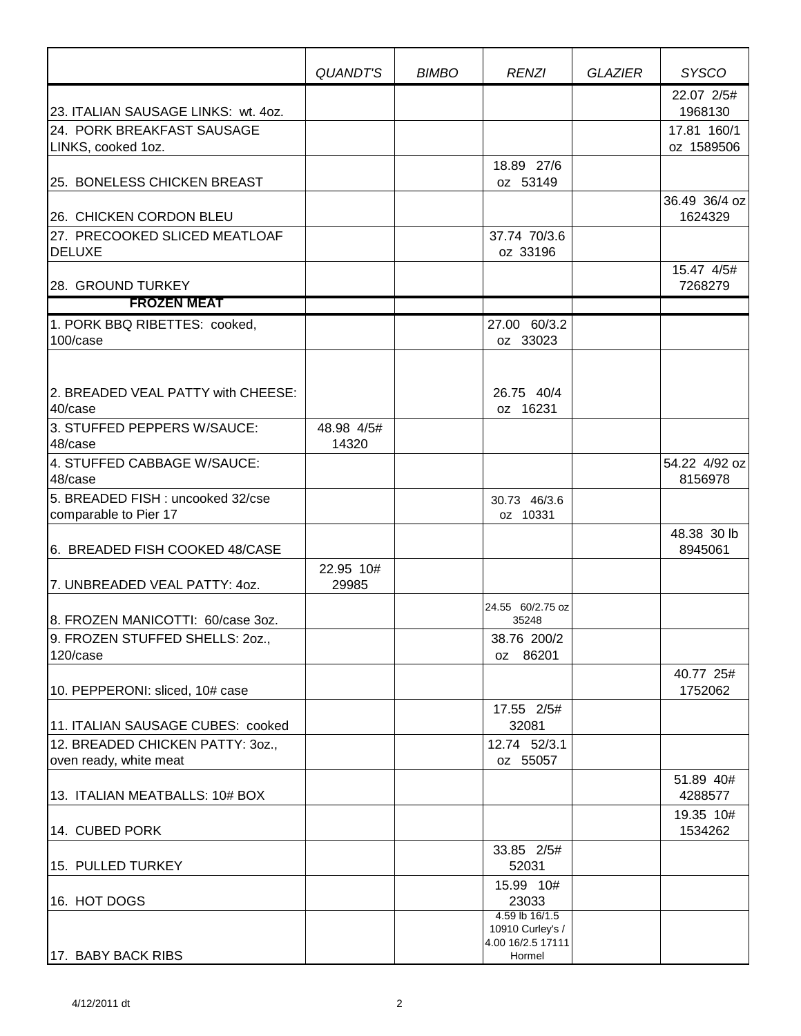| | QUANDT'S | BIMBO | RENZI | GLAZIER | SYSCO |
|---|---|---|---|---|---|
| 23. ITALIAN SAUSAGE LINKS: wt. 4oz. | | | | | 22.07 2/5# 1968130 |
| 24. PORK BREAKFAST SAUSAGE LINKS, cooked 1oz. | | | | | 17.81 160/1 oz 1589506 |
| 25. BONELESS CHICKEN BREAST | | | 18.89 27/6 oz 53149 | | |
| 26. CHICKEN CORDON BLEU | | | | | 36.49 36/4 oz 1624329 |
| 27. PRECOOKED SLICED MEATLOAF DELUXE | | | 37.74 70/3.6 oz 33196 | | |
| 28. GROUND TURKEY | | | | | 15.47 4/5# 7268279 |
| **FROZEN MEAT** | | | | | |
| 1. PORK BBQ RIBETTES: cooked, 100/case | | | 27.00 60/3.2 oz 33023 | | |
| 2. BREADED VEAL PATTY with CHEESE: 40/case | | | 26.75 40/4 oz 16231 | | |
| 3. STUFFED PEPPERS W/SAUCE: 48/case | 48.98 4/5# 14320 | | | | |
| 4. STUFFED CABBAGE W/SAUCE: 48/case | | | | | 54.22 4/92 oz 8156978 |
| 5. BREADED FISH : uncooked 32/cse comparable to Pier 17 | | | 30.73 46/3.6 oz 10331 | | |
| 6. BREADED FISH COOKED 48/CASE | | | | | 48.38 30 lb 8945061 |
| 7. UNBREADED VEAL PATTY: 4oz. | 22.95 10# 29985 | | | | |
| 8. FROZEN MANICOTTI: 60/case 3oz. | | | 24.55 60/2.75 oz 35248 | | |
| 9. FROZEN STUFFED SHELLS: 2oz., 120/case | | | 38.76 200/2 oz 86201 | | |
| 10. PEPPERONI: sliced, 10# case | | | | | 40.77 25# 1752062 |
| 11. ITALIAN SAUSAGE CUBES: cooked | | | 17.55 2/5# 32081 | | |
| 12. BREADED CHICKEN PATTY: 3oz., oven ready, white meat | | | 12.74 52/3.1 oz 55057 | | |
| 13. ITALIAN MEATBALLS: 10# BOX | | | | | 51.89 40# 4288577 |
| 14. CUBED PORK | | | | | 19.35 10# 1534262 |
| 15. PULLED TURKEY | | | 33.85 2/5# 52031 | | |
| 16. HOT DOGS | | | 15.99 10# 23033 | | |
| 17. BABY BACK RIBS | | | 4.59 lb 16/1.5 10910 Curley's / 4.00 16/2.5 17111 Hormel | | |

4/12/2011 dt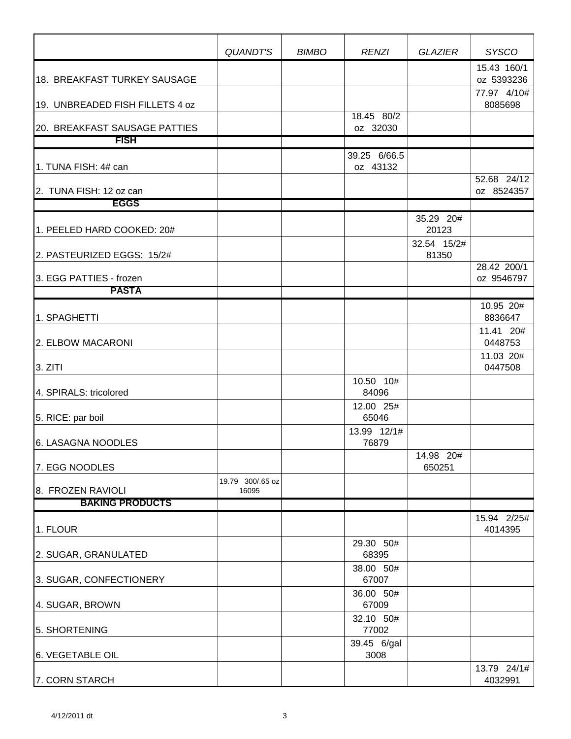| | *QUANDT'S* | *BIMBO* | *RENZI* | *GLAZIER* | *SYSCO* |
|---|---|---|---|---|---|
| 18. BREAKFAST TURKEY SAUSAGE | | | | | 15.43 160/1 oz 5393236 |
| 19. UNBREADED FISH FILLETS 4 oz | | | | | 77.97 4/10# 8085698 |
| 20. BREAKFAST SAUSAGE PATTIES | | | 18.45 80/2 oz 32030 | | |
| **FISH** | | | | | |
| 1. TUNA FISH: 4# can | | | 39.25 6/66.5 oz 43132 | | |
| 2. TUNA FISH: 12 oz can | | | | | 52.68 24/12 oz 8524357 |
| **EGGS** | | | | | |
| 1. PEELED HARD COOKED: 20# | | | | 35.29 20# 20123 | |
| 2. PASTEURIZED EGGS: 15/2# | | | | 32.54 15/2# 81350 | |
| 3. EGG PATTIES - frozen | | | | | 28.42 200/1 oz 9546797 |
| **PASTA** | | | | | |
| 1. SPAGHETTI | | | | | 10.95 20# 8836647 |
| 2. ELBOW MACARONI | | | | | 11.41 20# 0448753 |
| 3. ZITI | | | | | 11.03 20# 0447508 |
| 4. SPIRALS: tricolored | | | 10.50 10# 84096 | | |
| 5. RICE: par boil | | | 12.00 25# 65046 | | |
| 6. LASAGNA NOODLES | | | 13.99 12/1# 76879 | | |
| 7. EGG NOODLES | | | | 14.98 20# 650251 | |
| 8. FROZEN RAVIOLI | 19.79 300/.65 oz 16095 | | | | |
| **BAKING PRODUCTS** | | | | | |
| 1. FLOUR | | | | | 15.94 2/25# 4014395 |
| 2. SUGAR, GRANULATED | | | 29.30 50# 68395 | | |
| 3. SUGAR, CONFECTIONERY | | | 38.00 50# 67007 | | |
| 4. SUGAR, BROWN | | | 36.00 50# 67009 | | |
| 5. SHORTENING | | | 32.10 50# 77002 | | |
| 6. VEGETABLE OIL | | | 39.45 6/gal 3008 | | |
| 7. CORN STARCH | | | | | 13.79 24/1# 4032991 |

4/12/2011 dt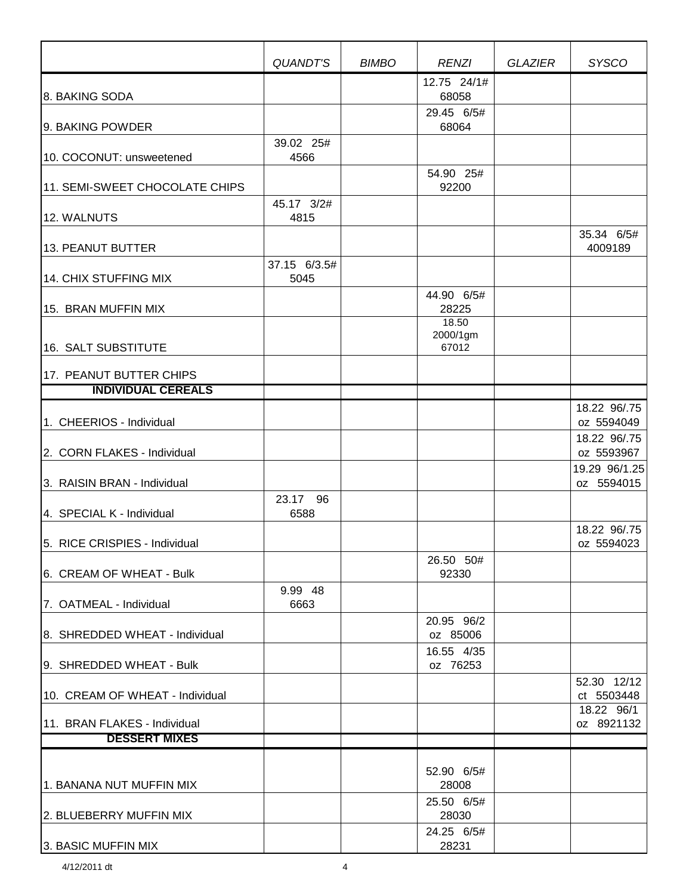| | QUANDT'S | BIMBO | RENZI | GLAZIER | SYSCO |
|---|---|---|---|---|---|
| 8. BAKING SODA | | | 12.75 24/1# 68058 | | |
| 9. BAKING POWDER | | | 29.45 6/5# 68064 | | |
| 10. COCONUT: unsweetened | 39.02 25# 4566 | | | | |
| 11. SEMI-SWEET CHOCOLATE CHIPS | | | 54.90 25# 92200 | | |
| 12. WALNUTS | 45.17 3/2# 4815 | | | | |
| 13. PEANUT BUTTER | | | | | 35.34 6/5# 4009189 |
| 14. CHIX STUFFING MIX | 37.15 6/3.5# 5045 | | | | |
| 15. BRAN MUFFIN MIX | | | 44.90 6/5# 28225 | | |
| 16. SALT SUBSTITUTE | | | 18.50 2000/1gm 67012 | | |
| 17. PEANUT BUTTER CHIPS | | | | | |
| **INDIVIDUAL CEREALS** | | | | | |
| 1. CHEERIOS - Individual | | | | | 18.22 96/.75 oz 5594049 |
| 2. CORN FLAKES - Individual | | | | | 18.22 96/.75 oz 5593967 |
| 3. RAISIN BRAN - Individual | | | | | 19.29 96/1.25 oz 5594015 |
| 4. SPECIAL K - Individual | 23.17 96 6588 | | | | |
| 5. RICE CRISPIES - Individual | | | | | 18.22 96/.75 oz 5594023 |
| 6. CREAM OF WHEAT - Bulk | | | 26.50 50# 92330 | | |
| 7. OATMEAL - Individual | 9.99 48 6663 | | | | |
| 8. SHREDDED WHEAT - Individual | | | 20.95 96/2 oz 85006 | | |
| 9. SHREDDED WHEAT - Bulk | | | 16.55 4/35 oz 76253 | | |
| 10. CREAM OF WHEAT - Individual | | | | | 52.30 12/12 ct 5503448 |
| 11. BRAN FLAKES - Individual | | | | | 18.22 96/1 oz 8921132 |
| **DESSERT MIXES** | | | | | |
| 1. BANANA NUT MUFFIN MIX | | | 52.90 6/5# 28008 | | |
| 2. BLUEBERRY MUFFIN MIX | | | 25.50 6/5# 28030 | | |
| 3. BASIC MUFFIN MIX | | | 24.25 6/5# 28231 | | |

4/12/2011 dt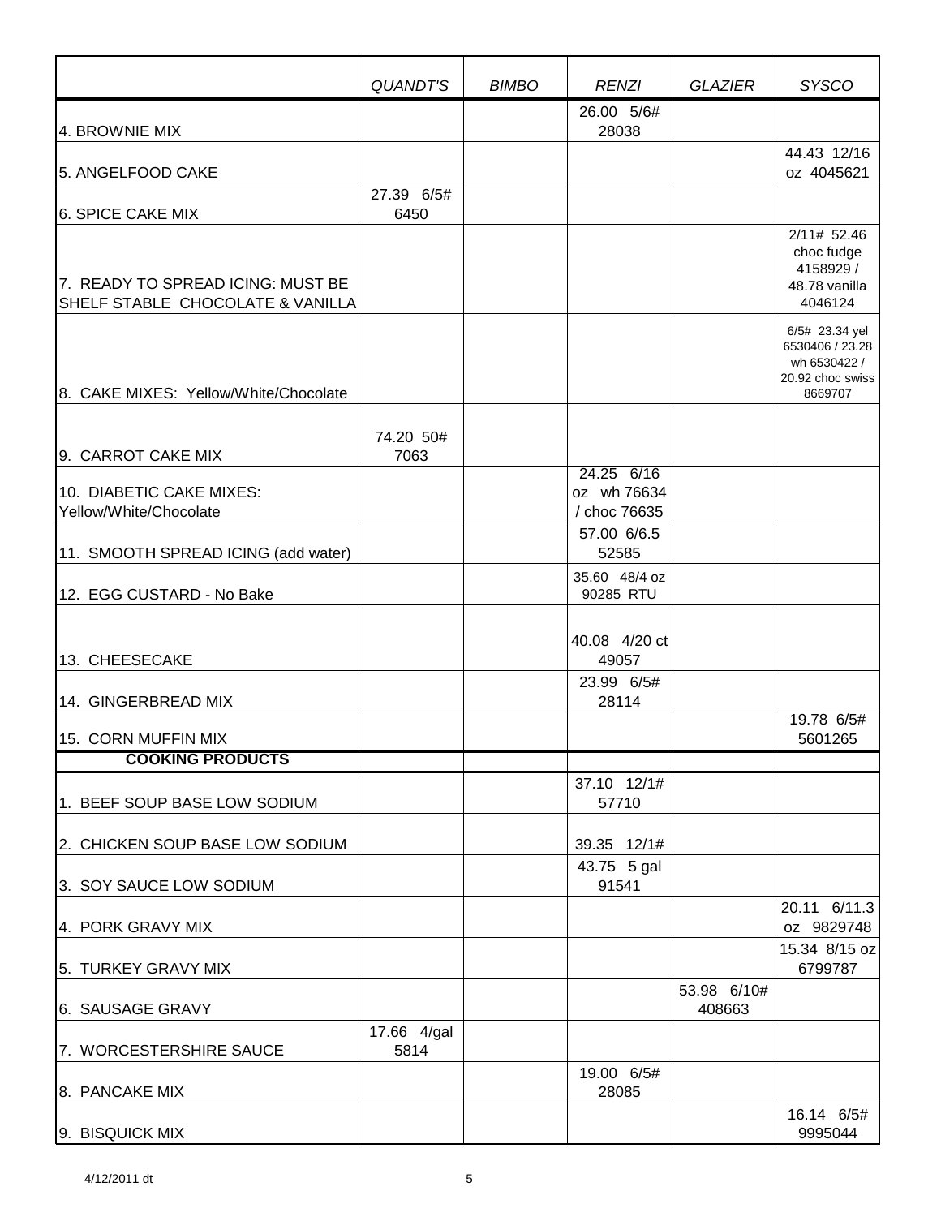| | QUANDT'S | BIMBO | RENZI | GLAZIER | SYSCO |
|---|---|---|---|---|---|
| 4. BROWNIE MIX | | | 26.00 5/6# 28038 | | |
| 5. ANGELFOOD CAKE | | | | | 44.43 12/16 oz 4045621 |
| 6. SPICE CAKE MIX | 27.39 6/5# 6450 | | | | |
| 7. READY TO SPREAD ICING: MUST BE SHELF STABLE CHOCOLATE & VANILLA | | | | | 2/11# 52.46 choc fudge 4158929 / 48.78 vanilla 4046124 |
| 8. CAKE MIXES: Yellow/White/Chocolate | | | | | 6/5# 23.34 yel 6530406 / 23.28 wh 6530422 / 20.92 choc swiss 8669707 |
| 9. CARROT CAKE MIX | 74.20 50# 7063 | | | | |
| 10. DIABETIC CAKE MIXES: Yellow/White/Chocolate | | | 24.25 6/16 oz wh 76634 / choc 76635 | | |
| 11. SMOOTH SPREAD ICING (add water) | | | 57.00 6/6.5 52585 | | |
| 12. EGG CUSTARD - No Bake | | | 35.60 48/4 oz 90285 RTU | | |
| 13. CHEESECAKE | | | 40.08 4/20 ct 49057 | | |
| 14. GINGERBREAD MIX | | | 23.99 6/5# 28114 | | |
| 15. CORN MUFFIN MIX | | | | | 19.78 6/5# 5601265 |
| **COOKING PRODUCTS** | | | | | |
| 1. BEEF SOUP BASE LOW SODIUM | | | 37.10 12/1# 57710 | | |
| 2. CHICKEN SOUP BASE LOW SODIUM | | | 39.35 12/1# | | |
| 3. SOY SAUCE LOW SODIUM | | | 43.75 5 gal 91541 | | |
| 4. PORK GRAVY MIX | | | | | 20.11 6/11.3 oz 9829748 |
| 5. TURKEY GRAVY MIX | | | | | 15.34 8/15 oz 6799787 |
| 6. SAUSAGE GRAVY | | | | 53.98 6/10# 408663 | |
| 7. WORCESTERSHIRE SAUCE | 17.66 4/gal 5814 | | | | |
| 8. PANCAKE MIX | | | 19.00 6/5# 28085 | | |
| 9. BISQUICK MIX | | | | | 16.14 6/5# 9995044 |

4/12/2011 dt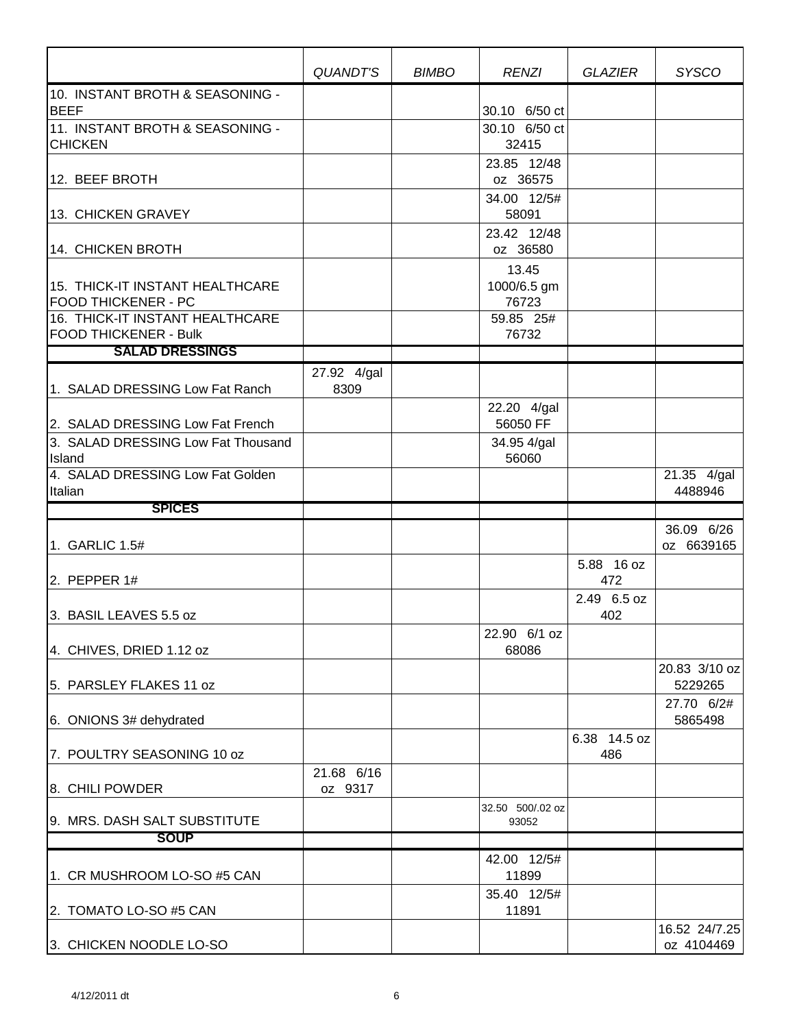| | *QUANDT'S* | *BIMBO* | *RENZI* | *GLAZIER* | *SYSCO* |
|---|---|---|---|---|---|
| 10. INSTANT BROTH & SEASONING - BEEF | | | 30.10 6/50 ct | | |
| 11. INSTANT BROTH & SEASONING - CHICKEN | | | 30.10 6/50 ct 32415 | | |
| 12. BEEF BROTH | | | 23.85 12/48 oz 36575 | | |
| 13. CHICKEN GRAVEY | | | 34.00 12/5# 58091 | | |
| 14. CHICKEN BROTH | | | 23.42 12/48 oz 36580 | | |
| 15. THICK-IT INSTANT HEALTHCARE FOOD THICKENER - PC | | | 13.45 1000/6.5 gm 76723 | | |
| 16. THICK-IT INSTANT HEALTHCARE FOOD THICKENER - Bulk | | | 59.85 25# 76732 | | |
| **SALAD DRESSINGS** | | | | | |
| 1. SALAD DRESSING Low Fat Ranch | 27.92 4/gal 8309 | | | | |
| 2. SALAD DRESSING Low Fat French | | | 22.20 4/gal 56050 FF | | |
| 3. SALAD DRESSING Low Fat Thousand Island | | | 34.95 4/gal 56060 | | |
| 4. SALAD DRESSING Low Fat Golden Italian | | | | | 21.35 4/gal 4488946 |
| **SPICES** | | | | | |
| 1. GARLIC 1.5# | | | | | 36.09 6/26 oz 6639165 |
| 2. PEPPER 1# | | | | 5.88 16 oz 472 | |
| 3. BASIL LEAVES 5.5 oz | | | | 2.49 6.5 oz 402 | |
| 4. CHIVES, DRIED 1.12 oz | | | 22.90 6/1 oz 68086 | | |
| 5. PARSLEY FLAKES 11 oz | | | | | 20.83 3/10 oz 5229265 |
| 6. ONIONS 3# dehydrated | | | | | 27.70 6/2# 5865498 |
| 7. POULTRY SEASONING 10 oz | | | | 6.38 14.5 oz 486 | |
| 8. CHILI POWDER | 21.68 6/16 oz 9317 | | | | |
| 9. MRS. DASH SALT SUBSTITUTE | | | 32.50 500/.02 oz 93052 | | |
| **SOUP** | | | | | |
| 1. CR MUSHROOM LO-SO #5 CAN | | | 42.00 12/5# 11899 | | |
| 2. TOMATO LO-SO #5 CAN | | | 35.40 12/5# 11891 | | |
| 3. CHICKEN NOODLE LO-SO | | | | | 16.52 24/7.25 oz 4104469 |

4/12/2011 dt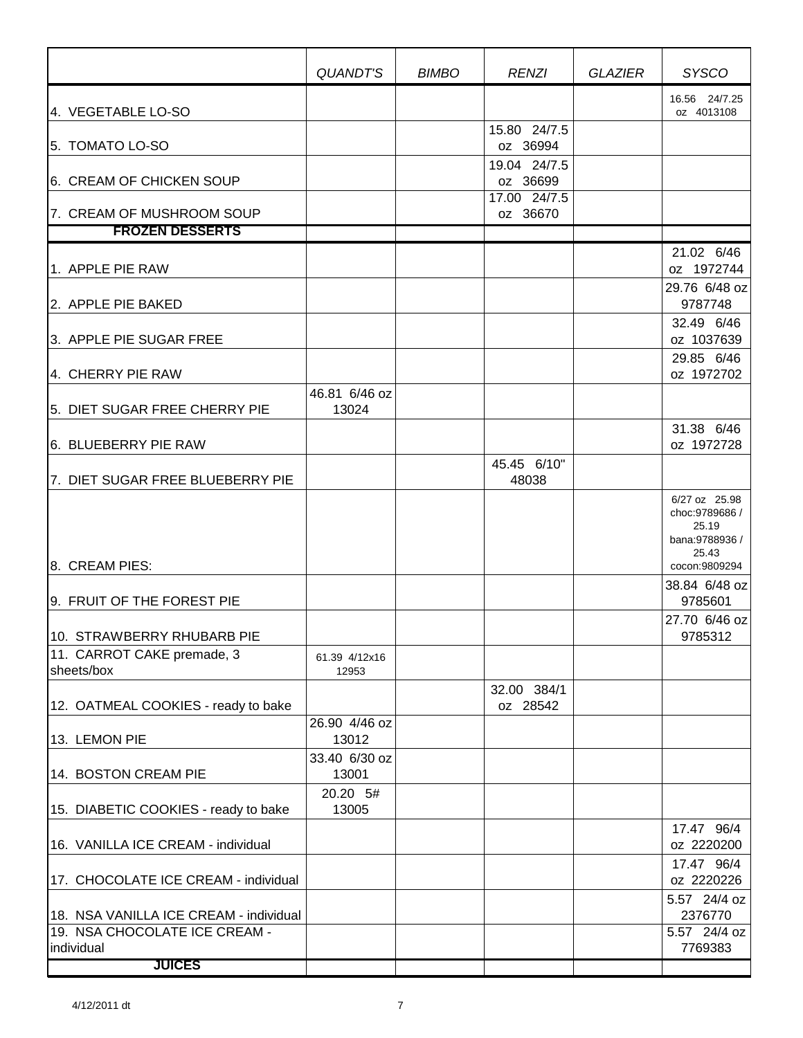| | QUANDT'S | BIMBO | RENZI | GLAZIER | SYSCO |
|---|---|---|---|---|---|
| 4. VEGETABLE LO-SO | | | | | 16.56 24/7.25 oz 4013108 |
| 5. TOMATO LO-SO | | | 15.80 24/7.5 oz 36994 | | |
| 6. CREAM OF CHICKEN SOUP | | | 19.04 24/7.5 oz 36699 | | |
| 7. CREAM OF MUSHROOM SOUP | | | 17.00 24/7.5 oz 36670 | | |
| **FROZEN DESSERTS** | | | | | |
| 1. APPLE PIE RAW | | | | | 21.02 6/46 oz 1972744 |
| 2. APPLE PIE BAKED | | | | | 29.76 6/48 oz 9787748 |
| 3. APPLE PIE SUGAR FREE | | | | | 32.49 6/46 oz 1037639 |
| 4. CHERRY PIE RAW | | | | | 29.85 6/46 oz 1972702 |
| 5. DIET SUGAR FREE CHERRY PIE | 46.81 6/46 oz 13024 | | | | |
| 6. BLUEBERRY PIE RAW | | | | | 31.38 6/46 oz 1972728 |
| 7. DIET SUGAR FREE BLUEBERRY PIE | | | 45.45 6/10" 48038 | | |
| 8. CREAM PIES: | | | | | 6/27 oz 25.98 choc:9789686 / 25.19 bana:9788936 / 25.43 cocon:9809294 |
| 9. FRUIT OF THE FOREST PIE | | | | | 38.84 6/48 oz 9785601 |
| 10. STRAWBERRY RHUBARB PIE | | | | | 27.70 6/46 oz 9785312 |
| 11. CARROT CAKE premade, 3 sheets/box | 61.39 4/12x16 12953 | | | | |
| 12. OATMEAL COOKIES - ready to bake | | | 32.00 384/1 oz 28542 | | |
| 13. LEMON PIE | 26.90 4/46 oz 13012 | | | | |
| 14. BOSTON CREAM PIE | 33.40 6/30 oz 13001 | | | | |
| 15. DIABETIC COOKIES - ready to bake | 20.20 5# 13005 | | | | |
| 16. VANILLA ICE CREAM - individual | | | | | 17.47 96/4 oz 2220200 |
| 17. CHOCOLATE ICE CREAM - individual | | | | | 17.47 96/4 oz 2220226 |
| 18. NSA VANILLA ICE CREAM - individual | | | | | 5.57 24/4 oz 2376770 |
| 19. NSA CHOCOLATE ICE CREAM - individual | | | | | 5.57 24/4 oz 7769383 |
| **JUICES** | | | | | |

4/12/2011 dt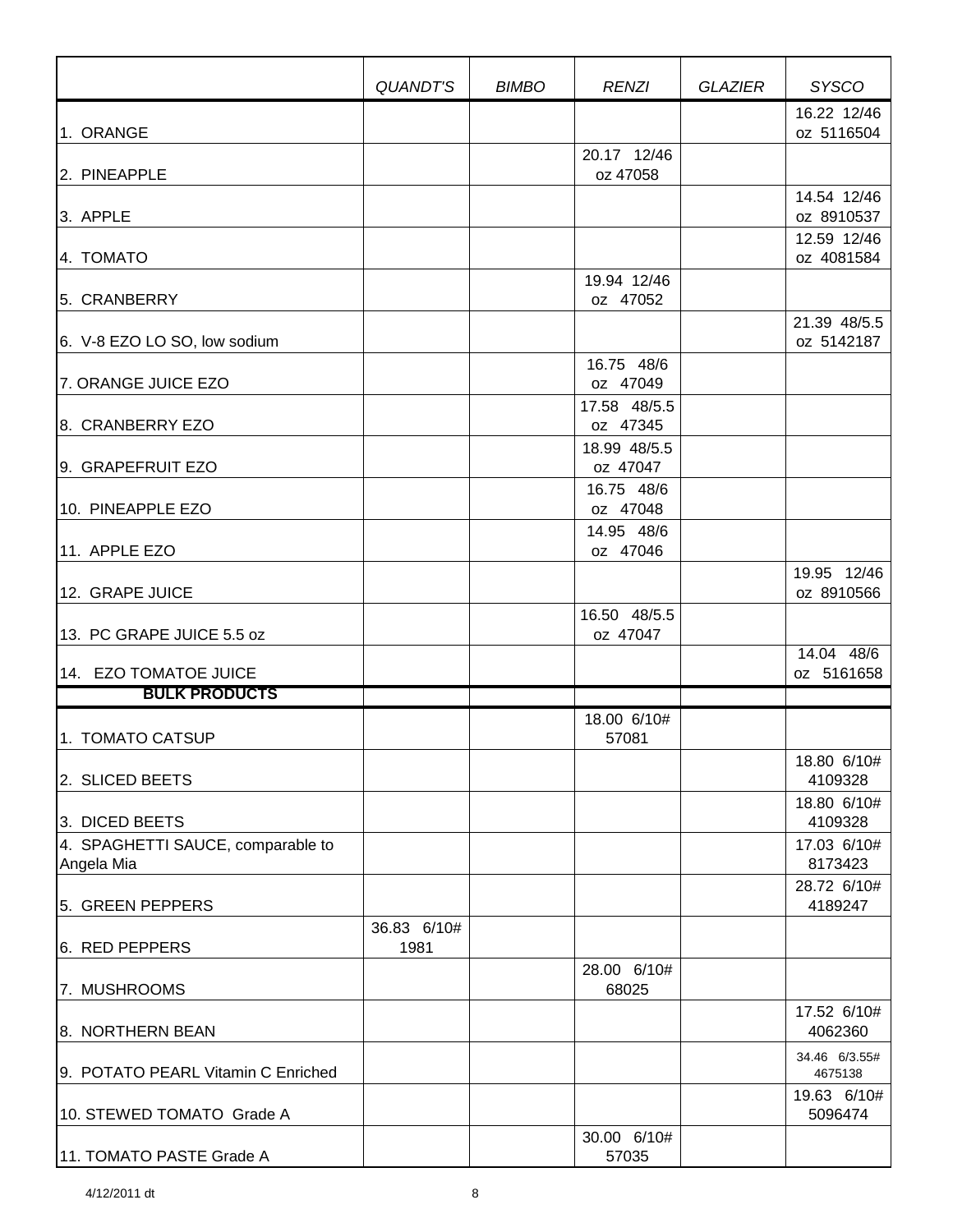| | QUANDT'S | BIMBO | RENZI | GLAZIER | SYSCO |
|---|---|---|---|---|---|
| 1. ORANGE | | | | | 16.22 12/46 oz 5116504 |
| 2. PINEAPPLE | | | 20.17 12/46 oz 47058 | | |
| 3. APPLE | | | | | 14.54 12/46 oz 8910537 |
| 4. TOMATO | | | | | 12.59 12/46 oz 4081584 |
| 5. CRANBERRY | | | 19.94 12/46 oz 47052 | | |
| 6. V-8 EZO LO SO, low sodium | | | | | 21.39 48/5.5 oz 5142187 |
| 7. ORANGE JUICE EZO | | | 16.75 48/6 oz 47049 | | |
| 8. CRANBERRY EZO | | | 17.58 48/5.5 oz 47345 | | |
| 9. GRAPEFRUIT EZO | | | 18.99 48/5.5 oz 47047 | | |
| 10. PINEAPPLE EZO | | | 16.75 48/6 oz 47048 | | |
| 11. APPLE EZO | | | 14.95 48/6 oz 47046 | | |
| 12. GRAPE JUICE | | | | | 19.95 12/46 oz 8910566 |
| 13. PC GRAPE JUICE 5.5 oz | | | 16.50 48/5.5 oz 47047 | | |
| 14. EZO TOMATOE JUICE | | | | | 14.04 48/6 oz 5161658 |
| **BULK PRODUCTS** | | | | | |
| 1. TOMATO CATSUP | | | 18.00 6/10# 57081 | | |
| 2. SLICED BEETS | | | | | 18.80 6/10# 4109328 |
| 3. DICED BEETS | | | | | 18.80 6/10# 4109328 |
| 4. SPAGHETTI SAUCE, comparable to Angela Mia | | | | | 17.03 6/10# 8173423 |
| 5. GREEN PEPPERS | | | | | 28.72 6/10# 4189247 |
| 6. RED PEPPERS | 36.83 6/10# 1981 | | | | |
| 7. MUSHROOMS | | | 28.00 6/10# 68025 | | |
| 8. NORTHERN BEAN | | | | | 17.52 6/10# 4062360 |
| 9. POTATO PEARL Vitamin C Enriched | | | | | 34.46 6/3.55# 4675138 |
| 10. STEWED TOMATO Grade A | | | | | 19.63 6/10# 5096474 |
| 11. TOMATO PASTE Grade A | | | 30.00 6/10# 57035 | | |

4/12/2011 dt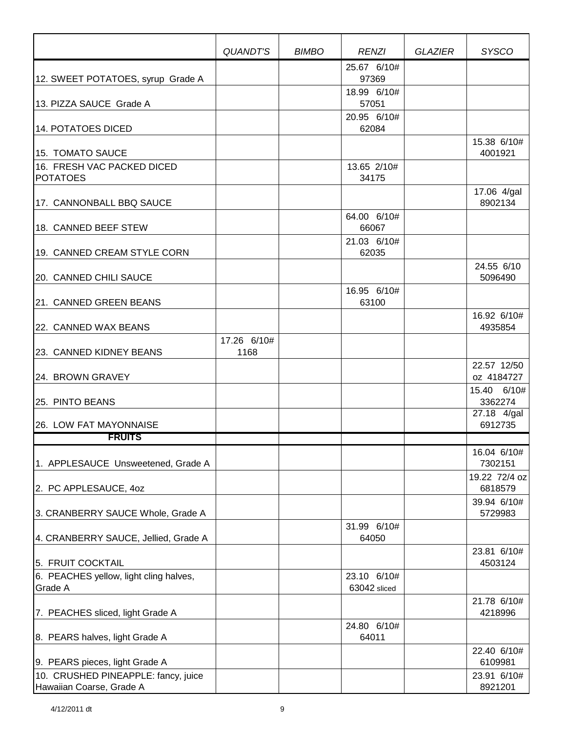| | *QUANDT'S* | *BIMBO* | *RENZI* | *GLAZIER* | *SYSCO* |
|---|---|---|---|---|---|
| 12. SWEET POTATOES, syrup Grade A | | | 25.67 6/10# 97369 | | |
| 13. PIZZA SAUCE Grade A | | | 18.99 6/10# 57051 | | |
| 14. POTATOES DICED | | | 20.95 6/10# 62084 | | |
| 15. TOMATO SAUCE | | | | | 15.38 6/10# 4001921 |
| 16. FRESH VAC PACKED DICED POTATOES | | | 13.65 2/10# 34175 | | |
| 17. CANNONBALL BBQ SAUCE | | | | | 17.06 4/gal 8902134 |
| 18. CANNED BEEF STEW | | | 64.00 6/10# 66067 | | |
| 19. CANNED CREAM STYLE CORN | | | 21.03 6/10# 62035 | | |
| 20. CANNED CHILI SAUCE | | | | | 24.55 6/10 5096490 |
| 21. CANNED GREEN BEANS | | | 16.95 6/10# 63100 | | |
| 22. CANNED WAX BEANS | | | | | 16.92 6/10# 4935854 |
| 23. CANNED KIDNEY BEANS | 17.26 6/10# 1168 | | | | |
| 24. BROWN GRAVEY | | | | | 22.57 12/50 oz 4184727 |
| 25. PINTO BEANS | | | | | 15.40 6/10# 3362274 |
| 26. LOW FAT MAYONNAISE | | | | | 27.18 4/gal 6912735 |
| **FRUITS** | | | | | |
| 1. APPLESAUCE Unsweetened, Grade A | | | | | 16.04 6/10# 7302151 |
| 2. PC APPLESAUCE, 4oz | | | | | 19.22 72/4 oz 6818579 |
| 3. CRANBERRY SAUCE Whole, Grade A | | | | | 39.94 6/10# 5729983 |
| 4. CRANBERRY SAUCE, Jellied, Grade A | | | 31.99 6/10# 64050 | | |
| 5. FRUIT COCKTAIL | | | | | 23.81 6/10# 4503124 |
| 6. PEACHES yellow, light cling halves, Grade A | | | 23.10 6/10# 63042 sliced | | |
| 7. PEACHES sliced, light Grade A | | | | | 21.78 6/10# 4218996 |
| 8. PEARS halves, light Grade A | | | 24.80 6/10# 64011 | | |
| 9. PEARS pieces, light Grade A | | | | | 22.40 6/10# 6109981 |
| 10. CRUSHED PINEAPPLE: fancy, juice Hawaiian Coarse, Grade A | | | | | 23.91 6/10# 8921201 |

4/12/2011 dt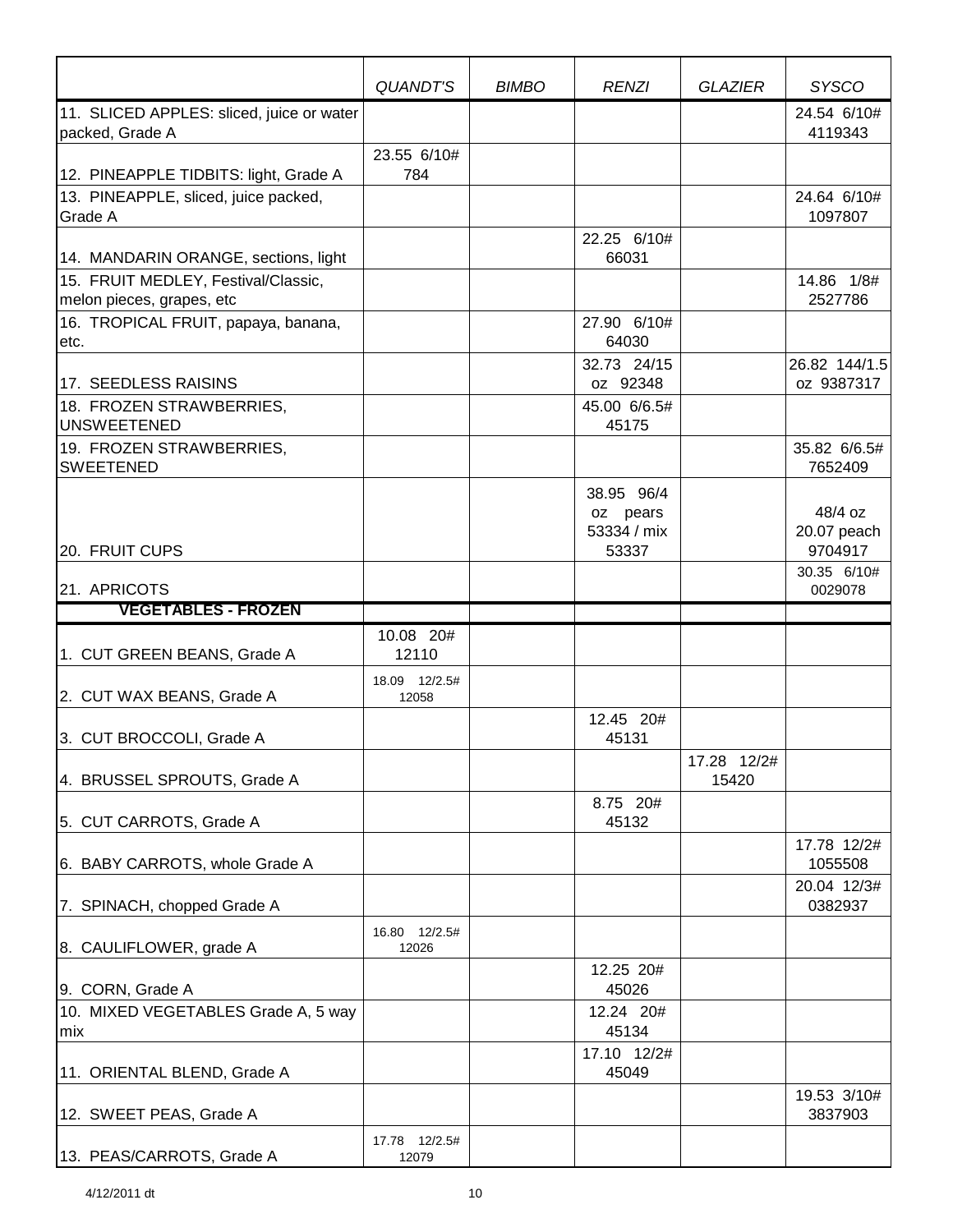| | *QUANDT'S* | *BIMBO* | *RENZI* | *GLAZIER* | *SYSCO* |
|---|---|---|---|---|---|
| 11. SLICED APPLES: sliced, juice or water packed, Grade A | | | | | 24.54 6/10# 4119343 |
| 12. PINEAPPLE TIDBITS: light, Grade A | 23.55 6/10# 784 | | | | |
| 13. PINEAPPLE, sliced, juice packed, Grade A | | | | | 24.64 6/10# 1097807 |
| 14. MANDARIN ORANGE, sections, light | | | 22.25 6/10# 66031 | | |
| 15. FRUIT MEDLEY, Festival/Classic, melon pieces, grapes, etc | | | | | 14.86 1/8# 2527786 |
| 16. TROPICAL FRUIT, papaya, banana, etc. | | | 27.90 6/10# 64030 | | |
| 17. SEEDLESS RAISINS | | | 32.73 24/15 oz 92348 | | 26.82 144/1.5 oz 9387317 |
| 18. FROZEN STRAWBERRIES, UNSWEETENED | | | 45.00 6/6.5# 45175 | | |
| 19. FROZEN STRAWBERRIES, SWEETENED | | | | | 35.82 6/6.5# 7652409 |
| 20. FRUIT CUPS | | | 38.95 96/4 oz pears 53334 / mix 53337 | | 48/4 oz 20.07 peach 9704917 |
| 21. APRICOTS | | | | | 30.35 6/10# 0029078 |
| **VEGETABLES - FROZEN** | | | | | |
| 1. CUT GREEN BEANS, Grade A | 10.08 20# 12110 | | | | |
| 2. CUT WAX BEANS, Grade A | 18.09 12/2.5# 12058 | | | | |
| 3. CUT BROCCOLI, Grade A | | | 12.45 20# 45131 | | |
| 4. BRUSSEL SPROUTS, Grade A | | | | 17.28 12/2# 15420 | |
| 5. CUT CARROTS, Grade A | | | 8.75 20# 45132 | | |
| 6. BABY CARROTS, whole Grade A | | | | | 17.78 12/2# 1055508 |
| 7. SPINACH, chopped Grade A | | | | | 20.04 12/3# 0382937 |
| 8. CAULIFLOWER, grade A | 16.80 12/2.5# 12026 | | | | |
| 9. CORN, Grade A | | | 12.25 20# 45026 | | |
| 10. MIXED VEGETABLES Grade A, 5 way mix | | | 12.24 20# 45134 | | |
| 11. ORIENTAL BLEND, Grade A | | | 17.10 12/2# 45049 | | |
| 12. SWEET PEAS, Grade A | | | | | 19.53 3/10# 3837903 |
| 13. PEAS/CARROTS, Grade A | 17.78 12/2.5# 12079 | | | | |

4/12/2011 dt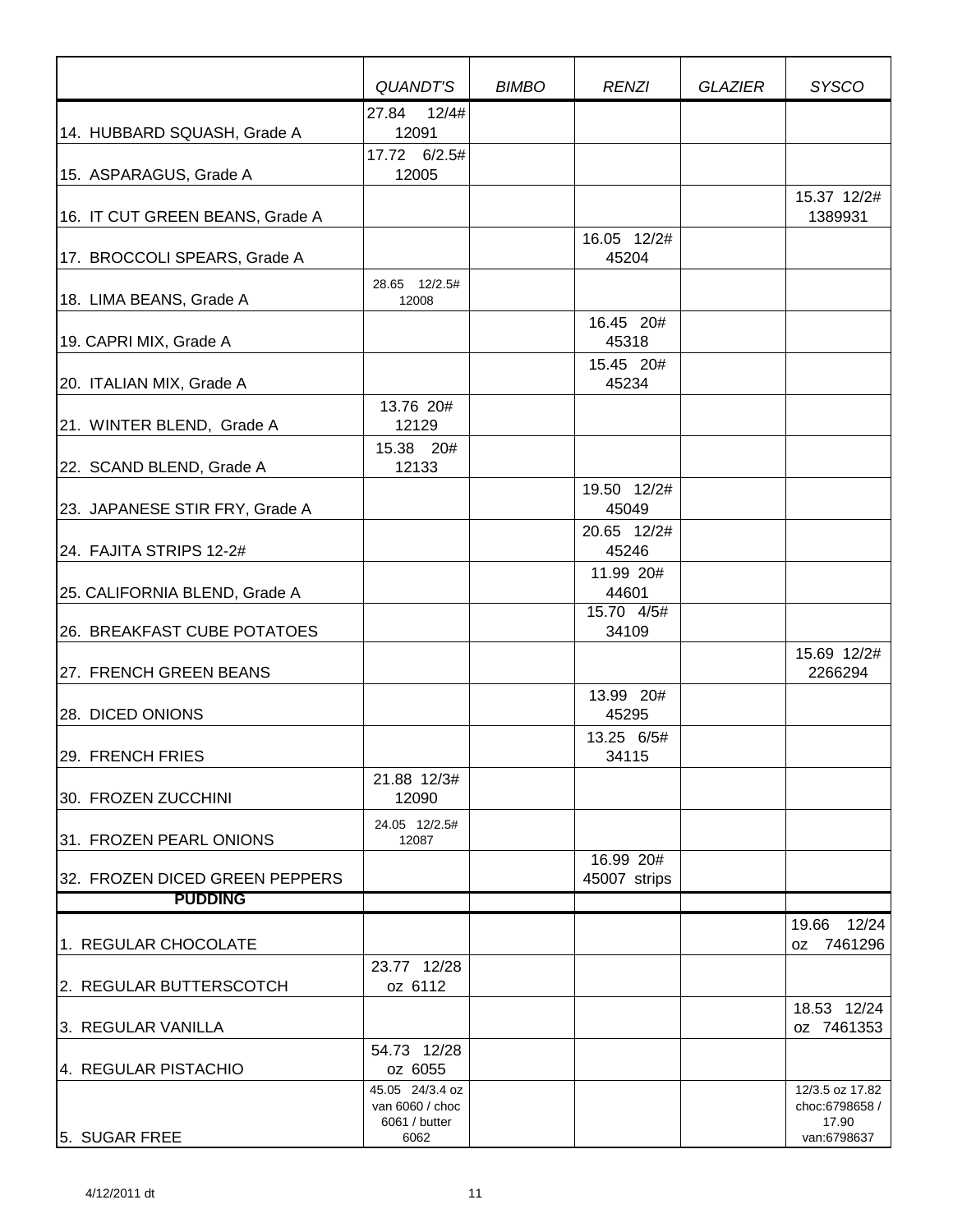| | *QUANDT'S* | *BIMBO* | *RENZI* | *GLAZIER* | *SYSCO* |
|---|---|---|---|---|---|
| 14. HUBBARD SQUASH, Grade A | 27.84 12/4# 12091 | | | | |
| 15. ASPARAGUS, Grade A | 17.72 6/2.5# 12005 | | | | |
| 16. IT CUT GREEN BEANS, Grade A | | | | | 15.37 12/2# 1389931 |
| 17. BROCCOLI SPEARS, Grade A | | | 16.05 12/2# 45204 | | |
| 18. LIMA BEANS, Grade A | 28.65 12/2.5# 12008 | | | | |
| 19. CAPRI MIX, Grade A | | | 16.45 20# 45318 | | |
| 20. ITALIAN MIX, Grade A | | | 15.45 20# 45234 | | |
| 21. WINTER BLEND, Grade A | 13.76 20# 12129 | | | | |
| 22. SCAND BLEND, Grade A | 15.38 20# 12133 | | | | |
| 23. JAPANESE STIR FRY, Grade A | | | 19.50 12/2# 45049 | | |
| 24. FAJITA STRIPS 12-2# | | | 20.65 12/2# 45246 | | |
| 25. CALIFORNIA BLEND, Grade A | | | 11.99 20# 44601 | | |
| 26. BREAKFAST CUBE POTATOES | | | 15.70 4/5# 34109 | | |
| 27. FRENCH GREEN BEANS | | | | | 15.69 12/2# 2266294 |
| 28. DICED ONIONS | | | 13.99 20# 45295 | | |
| 29. FRENCH FRIES | | | 13.25 6/5# 34115 | | |
| 30. FROZEN ZUCCHINI | 21.88 12/3# 12090 | | | | |
| 31. FROZEN PEARL ONIONS | 24.05 12/2.5# 12087 | | | | |
| 32. FROZEN DICED GREEN PEPPERS | | | 16.99 20# 45007 strips | | |
| **PUDDING** | | | | | |
| 1. REGULAR CHOCOLATE | | | | | 19.66 12/24 oz 7461296 |
| 2. REGULAR BUTTERSCOTCH | 23.77 12/28 oz 6112 | | | | |
| 3. REGULAR VANILLA | | | | | 18.53 12/24 oz 7461353 |
| 4. REGULAR PISTACHIO | 54.73 12/28 oz 6055 | | | | |
| 5. SUGAR FREE | 45.05 24/3.4 oz van 6060 / choc 6061 / butter 6062 | | | | 12/3.5 oz 17.82 choc:6798658 / 17.90 van:6798637 |

4/12/2011 dt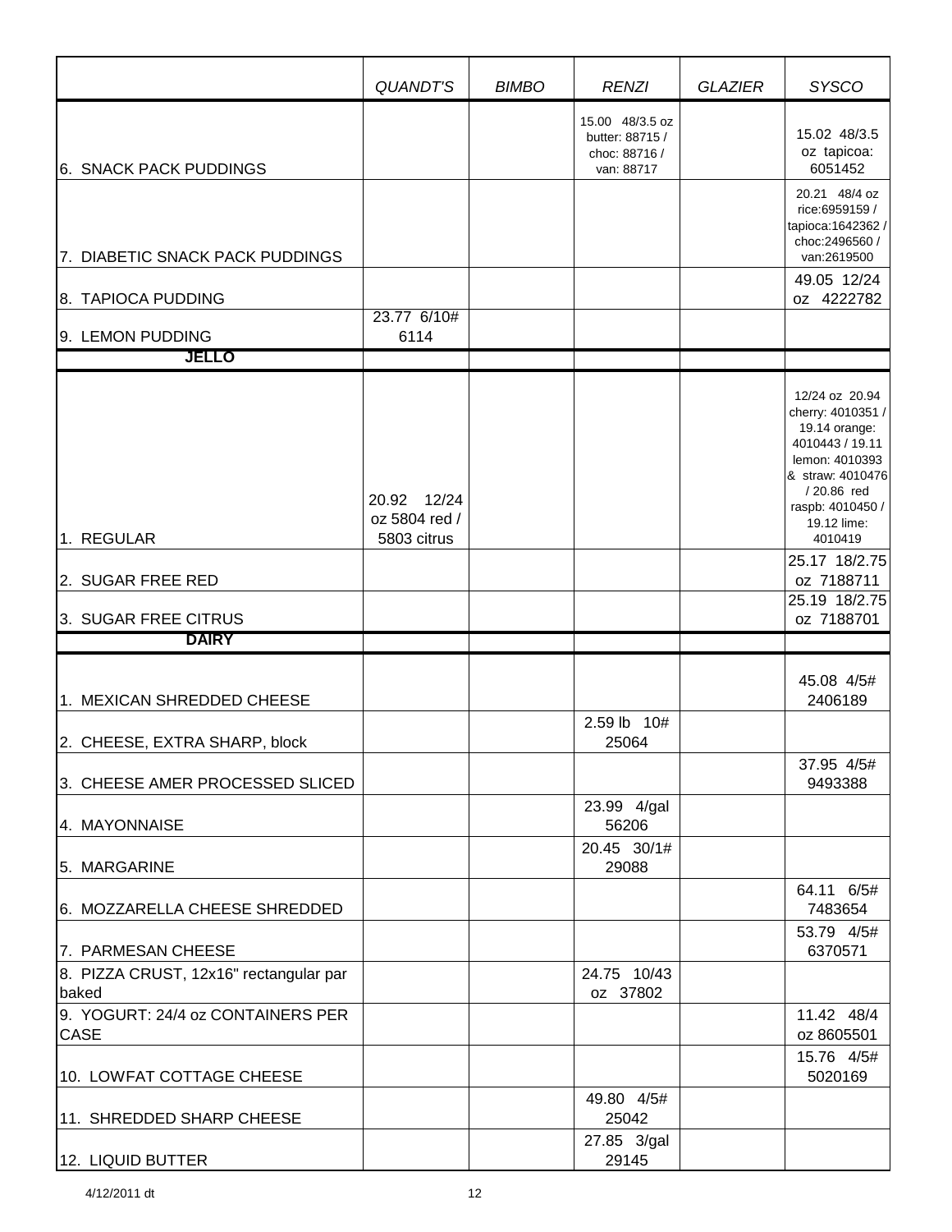| | QUANDT'S | BIMBO | RENZI | GLAZIER | SYSCO |
|---|---|---|---|---|---|
| 6. SNACK PACK PUDDINGS | | | 15.00 48/3.5 oz butter: 88715 / choc: 88716 / van: 88717 | | 15.02 48/3.5 oz tapicoa: 6051452 |
| 7. DIABETIC SNACK PACK PUDDINGS | | | | | 20.21 48/4 oz rice:6959159 / tapioca:1642362 / choc:2496560 / van:2619500 |
| 8. TAPIOCA PUDDING | | | | | 49.05 12/24 oz 4222782 |
| 9. LEMON PUDDING | 23.77 6/10# 6114 | | | | |
| **JELLO** | | | | | |
| 1. REGULAR | 20.92 12/24 oz 5804 red / 5803 citrus | | | | 12/24 oz 20.94 cherry: 4010351 / 19.14 orange: 4010443 / 19.11 lemon: 4010393 & straw: 4010476 / 20.86 red raspb: 4010450 / 19.12 lime: 4010419 |
| 2. SUGAR FREE RED | | | | | 25.17 18/2.75 oz 7188711 |
| 3. SUGAR FREE CITRUS | | | | | 25.19 18/2.75 oz 7188701 |
| **DAIRY** | | | | | |
| 1. MEXICAN SHREDDED CHEESE | | | | | 45.08 4/5# 2406189 |
| 2. CHEESE, EXTRA SHARP, block | | | 2.59 lb 10# 25064 | | |
| 3. CHEESE AMER PROCESSED SLICED | | | | | 37.95 4/5# 9493388 |
| 4. MAYONNAISE | | | 23.99 4/gal 56206 | | |
| 5. MARGARINE | | | 20.45 30/1# 29088 | | |
| 6. MOZZARELLA CHEESE SHREDDED | | | | | 64.11 6/5# 7483654 |
| 7. PARMESAN CHEESE | | | | | 53.79 4/5# 6370571 |
| 8. PIZZA CRUST, 12x16" rectangular par baked | | | 24.75 10/43 oz 37802 | | |
| 9. YOGURT: 24/4 oz CONTAINERS PER CASE | | | | | 11.42 48/4 oz 8605501 |
| 10. LOWFAT COTTAGE CHEESE | | | | | 15.76 4/5# 5020169 |
| 11. SHREDDED SHARP CHEESE | | | 49.80 4/5# 25042 | | |
| 12. LIQUID BUTTER | | | 27.85 3/gal 29145 | | |

4/12/2011 dt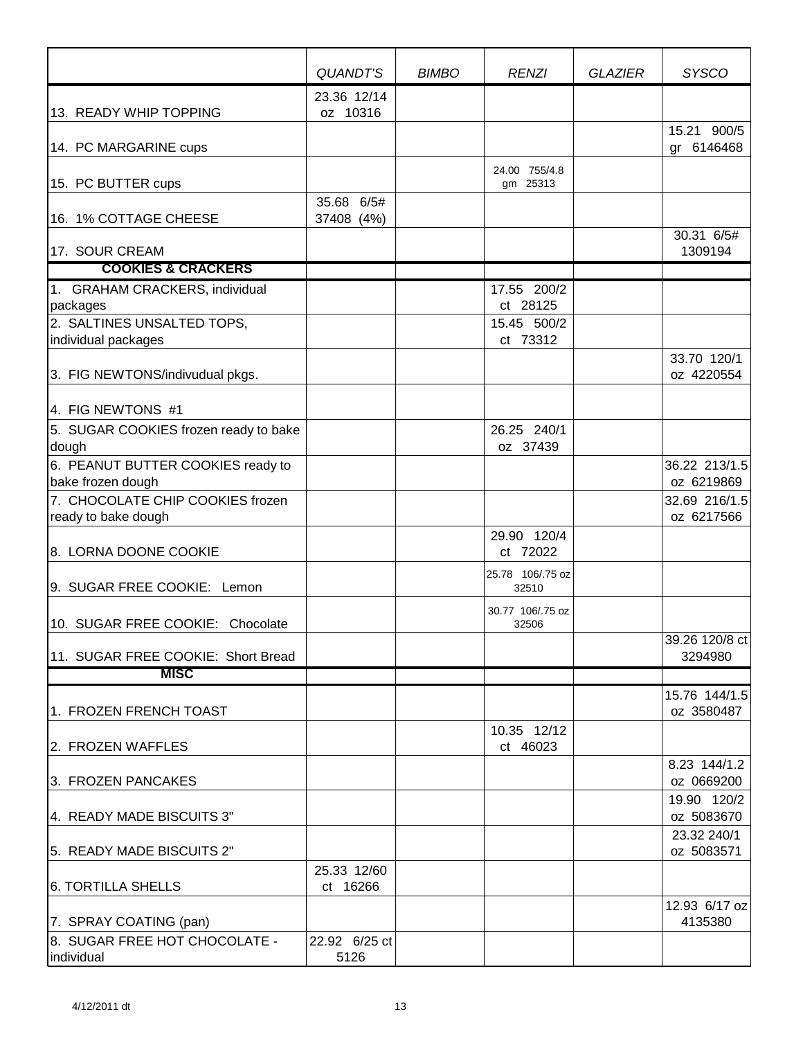| | QUANDT'S | BIMBO | RENZI | GLAZIER | SYSCO |
|---|---|---|---|---|---|
| 13. READY WHIP TOPPING | 23.36 12/14 oz 10316 | | | | |
| 14. PC MARGARINE cups | | | | | 15.21 900/5 gr 6146468 |
| 15. PC BUTTER cups | | | 24.00 755/4.8 gm 25313 | | |
| 16. 1% COTTAGE CHEESE | 35.68 6/5# 37408 (4%) | | | | |
| 17. SOUR CREAM | | | | | 30.31 6/5# 1309194 |
| **COOKIES & CRACKERS** | | | | | |
| 1. GRAHAM CRACKERS, individual packages | | | 17.55 200/2 ct 28125 | | |
| 2. SALTINES UNSALTED TOPS, individual packages | | | 15.45 500/2 ct 73312 | | |
| 3. FIG NEWTONS/indivudual pkgs. | | | | | 33.70 120/1 oz 4220554 |
| 4. FIG NEWTONS #1 | | | | | |
| 5. SUGAR COOKIES frozen ready to bake dough | | | 26.25 240/1 oz 37439 | | |
| 6. PEANUT BUTTER COOKIES ready to bake frozen dough | | | | | 36.22 213/1.5 oz 6219869 |
| 7. CHOCOLATE CHIP COOKIES frozen ready to bake dough | | | | | 32.69 216/1.5 oz 6217566 |
| 8. LORNA DOONE COOKIE | | | 29.90 120/4 ct 72022 | | |
| 9. SUGAR FREE COOKIE: Lemon | | | 25.78 106/.75 oz 32510 | | |
| 10. SUGAR FREE COOKIE: Chocolate | | | 30.77 106/.75 oz 32506 | | |
| 11. SUGAR FREE COOKIE: Short Bread | | | | | 39.26 120/8 ct 3294980 |
| **MISC** | | | | | |
| 1. FROZEN FRENCH TOAST | | | | | 15.76 144/1.5 oz 3580487 |
| 2. FROZEN WAFFLES | | | 10.35 12/12 ct 46023 | | |
| 3. FROZEN PANCAKES | | | | | 8.23 144/1.2 oz 0669200 |
| 4. READY MADE BISCUITS 3" | | | | | 19.90 120/2 oz 5083670 |
| 5. READY MADE BISCUITS 2" | | | | | 23.32 240/1 oz 5083571 |
| 6. TORTILLA SHELLS | 25.33 12/60 ct 16266 | | | | |
| 7. SPRAY COATING (pan) | | | | | 12.93 6/17 oz 4135380 |
| 8. SUGAR FREE HOT CHOCOLATE - individual | 22.92 6/25 ct 5126 | | | | |

4/12/2011 dt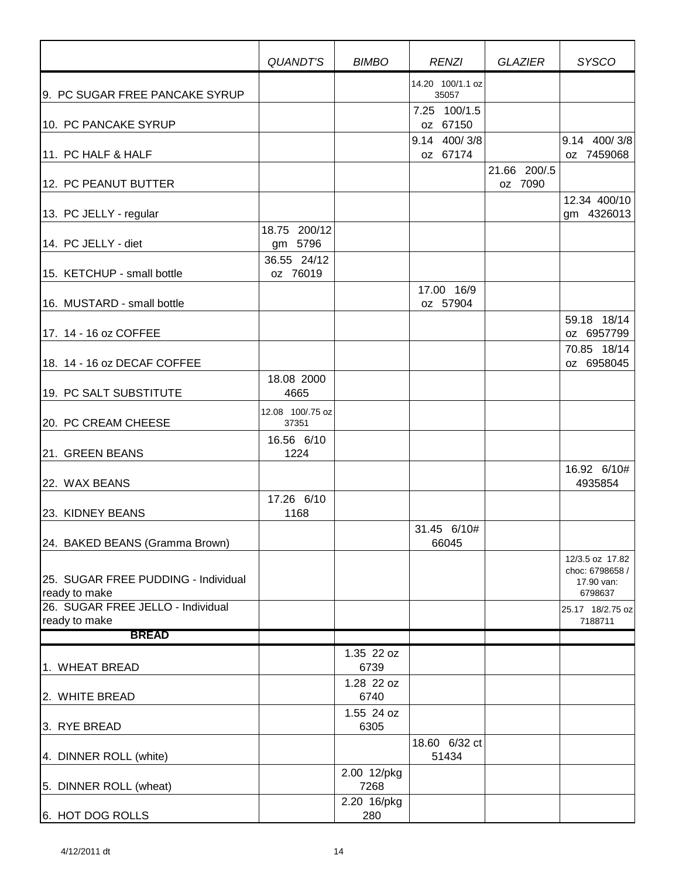| | *QUANDT'S* | *BIMBO* | *RENZI* | *GLAZIER* | *SYSCO* |
|---|---|---|---|---|---|
| 9. PC SUGAR FREE PANCAKE SYRUP | | | 14.20 100/1.1 oz 35057 | | |
| 10. PC PANCAKE SYRUP | | | 7.25 100/1.5 oz 67150 | | |
| 11. PC HALF & HALF | | | 9.14 400/ 3/8 oz 67174 | | 9.14 400/ 3/8 oz 7459068 |
| 12. PC PEANUT BUTTER | | | | 21.66 200/.5 oz 7090 | |
| 13. PC JELLY - regular | | | | | 12.34 400/10 gm 4326013 |
| 14. PC JELLY - diet | 18.75 200/12 gm 5796 | | | | |
| 15. KETCHUP - small bottle | 36.55 24/12 oz 76019 | | | | |
| 16. MUSTARD - small bottle | | | 17.00 16/9 oz 57904 | | |
| 17. 14 - 16 oz COFFEE | | | | | 59.18 18/14 oz 6957799 |
| 18. 14 - 16 oz DECAF COFFEE | | | | | 70.85 18/14 oz 6958045 |
| 19. PC SALT SUBSTITUTE | 18.08 2000 4665 | | | | |
| 20. PC CREAM CHEESE | 12.08 100/.75 oz 37351 | | | | |
| 21. GREEN BEANS | 16.56 6/10 1224 | | | | |
| 22. WAX BEANS | | | | | 16.92 6/10# 4935854 |
| 23. KIDNEY BEANS | 17.26 6/10 1168 | | | | |
| 24. BAKED BEANS (Gramma Brown) | | | 31.45 6/10# 66045 | | |
| 25. SUGAR FREE PUDDING - Individual ready to make | | | | | 12/3.5 oz 17.82 choc: 6798658 / 17.90 van: 6798637 |
| 26. SUGAR FREE JELLO - Individual ready to make | | | | | 25.17 18/2.75 oz 7188711 |
| **BREAD** | | | | | |
| 1. WHEAT BREAD | | 1.35 22 oz 6739 | | | |
| 2. WHITE BREAD | | 1.28 22 oz 6740 | | | |
| 3. RYE BREAD | | 1.55 24 oz 6305 | | | |
| 4. DINNER ROLL (white) | | | 18.60 6/32 ct 51434 | | |
| 5. DINNER ROLL (wheat) | | 2.00 12/pkg 7268 | | | |
| 6. HOT DOG ROLLS | | 2.20 16/pkg 280 | | | |

4/12/2011 dt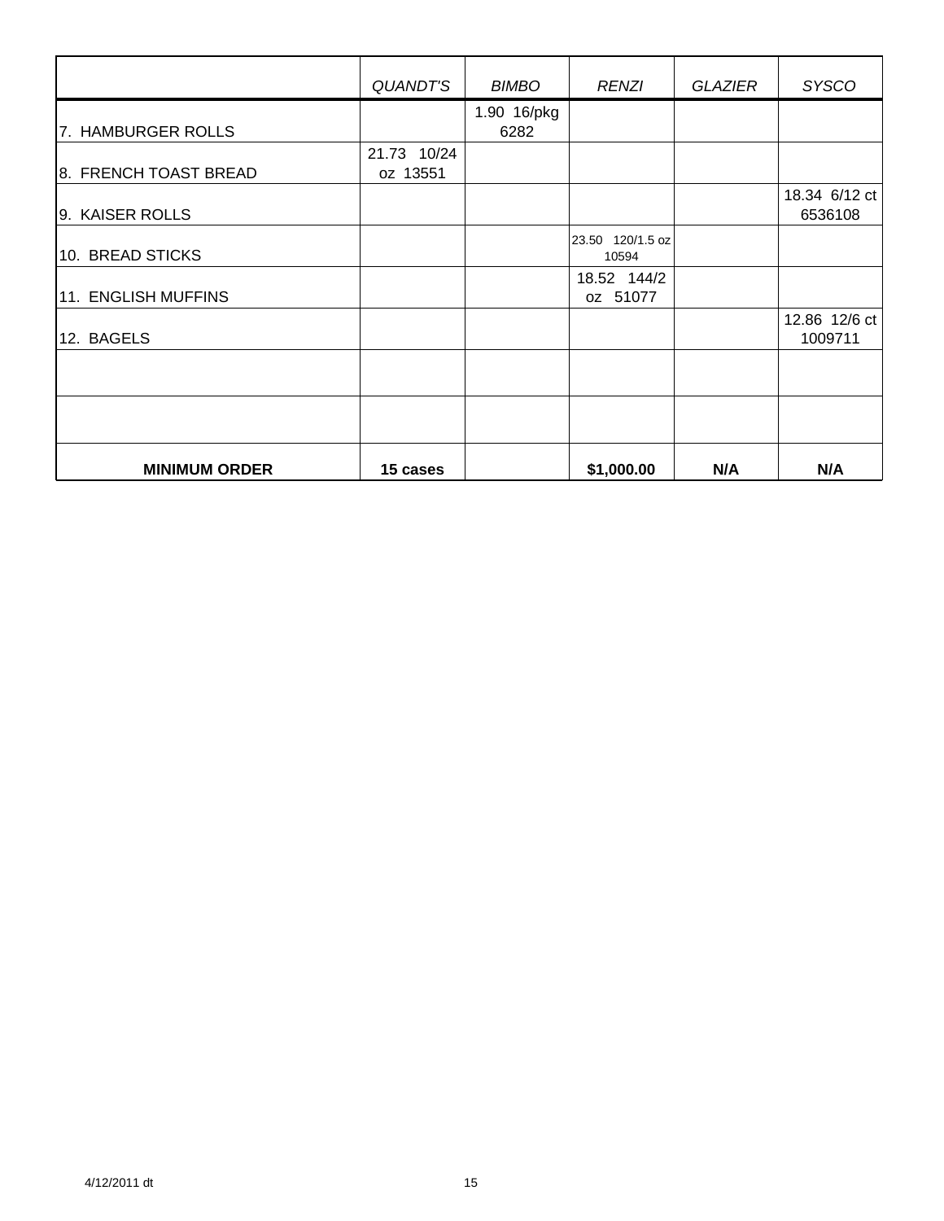| | *QUANDT'S* | *BIMBO* | *RENZI* | *GLAZIER* | *SYSCO* |
|---|---|---|---|---|---|
| 7. HAMBURGER ROLLS | | 1.90 16/pkg 6282 | | | |
| 8. FRENCH TOAST BREAD | 21.73 10/24 oz 13551 | | | | |
| 9. KAISER ROLLS | | | | | 18.34 6/12 ct 6536108 |
| 10. BREAD STICKS | | | 23.50 120/1.5 oz 10594 | | |
| 11. ENGLISH MUFFINS | | | 18.52 144/2 oz 51077 | | |
| 12. BAGELS | | | | | 12.86 12/6 ct 1009711 |
| | | | | | |
| | | | | | |
| **MINIMUM ORDER** | **15 cases** | | **$1,000.00** | **N/A** | **N/A** |

4/12/2011 dt